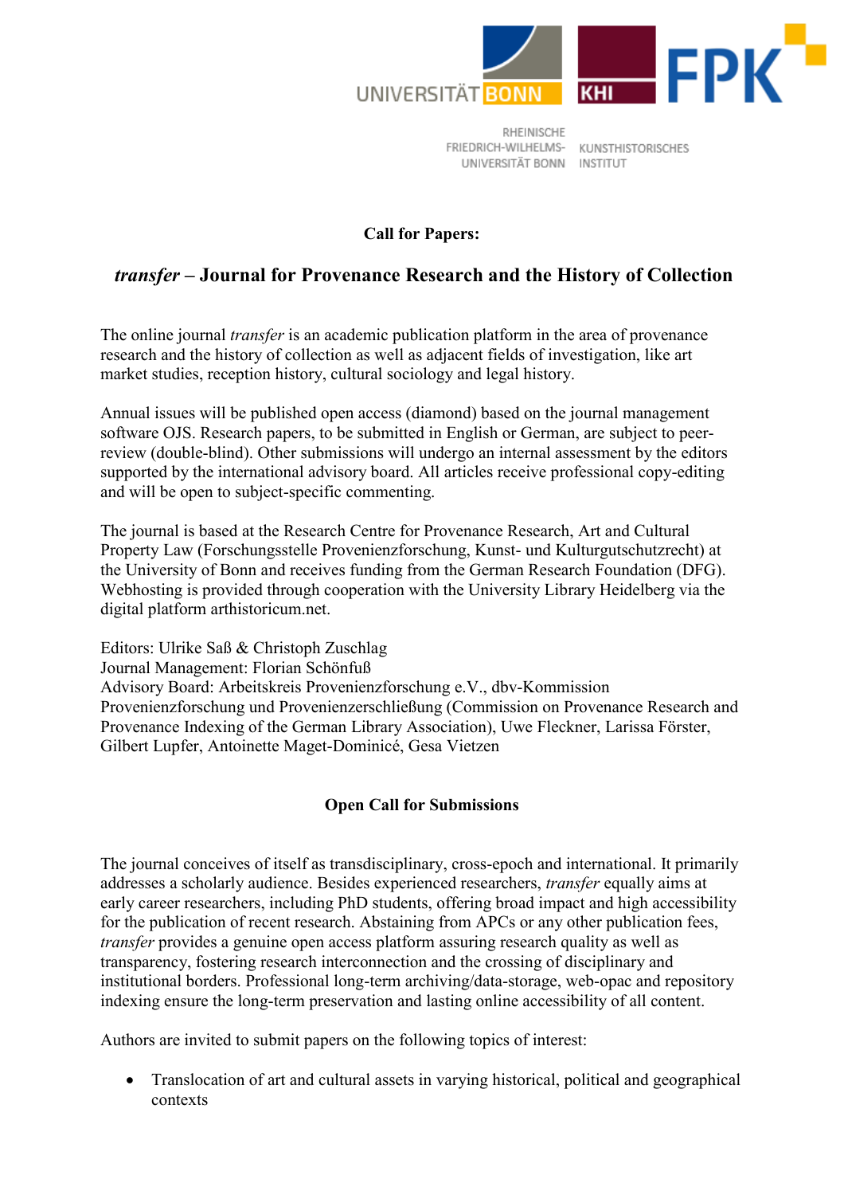UNIVERSITÄT BONN | KHI | FPK

RHEINISCHE FRIEDRICH-WILHELMS-UNIVERSITÄT BONN — KUNSTHISTORISCHES INSTITUT

**Call for Papers:**

## *transfer* – Journal for Provenance Research and the History of Collection

The online journal *transfer* is an academic publication platform in the area of provenance research and the history of collection as well as adjacent fields of investigation, like art market studies, reception history, cultural sociology and legal history.

Annual issues will be published open access (diamond) based on the journal management software OJS. Research papers, to be submitted in English or German, are subject to peer-review (double-blind). Other submissions will undergo an internal assessment by the editors supported by the international advisory board. All articles receive professional copy-editing and will be open to subject-specific commenting.

The journal is based at the Research Centre for Provenance Research, Art and Cultural Property Law (Forschungsstelle Provenienzforschung, Kunst- und Kulturgutschutzrecht) at the University of Bonn and receives funding from the German Research Foundation (DFG). Webhosting is provided through cooperation with the University Library Heidelberg via the digital platform arthistoricum.net.

Editors: Ulrike Saß & Christoph Zuschlag
Journal Management: Florian Schönfuß
Advisory Board: Arbeitskreis Provenienzforschung e.V., dbv-Kommission Provenienzforschung und Provenienzerschließung (Commission on Provenance Research and Provenance Indexing of the German Library Association), Uwe Fleckner, Larissa Förster, Gilbert Lupfer, Antoinette Maget-Dominicé, Gesa Vietzen

### Open Call for Submissions

The journal conceives of itself as transdisciplinary, cross-epoch and international. It primarily addresses a scholarly audience. Besides experienced researchers, *transfer* equally aims at early career researchers, including PhD students, offering broad impact and high accessibility for the publication of recent research. Abstaining from APCs or any other publication fees, *transfer* provides a genuine open access platform assuring research quality as well as transparency, fostering research interconnection and the crossing of disciplinary and institutional borders. Professional long-term archiving/data-storage, web-opac and repository indexing ensure the long-term preservation and lasting online accessibility of all content.

Authors are invited to submit papers on the following topics of interest:

- Translocation of art and cultural assets in varying historical, political and geographical contexts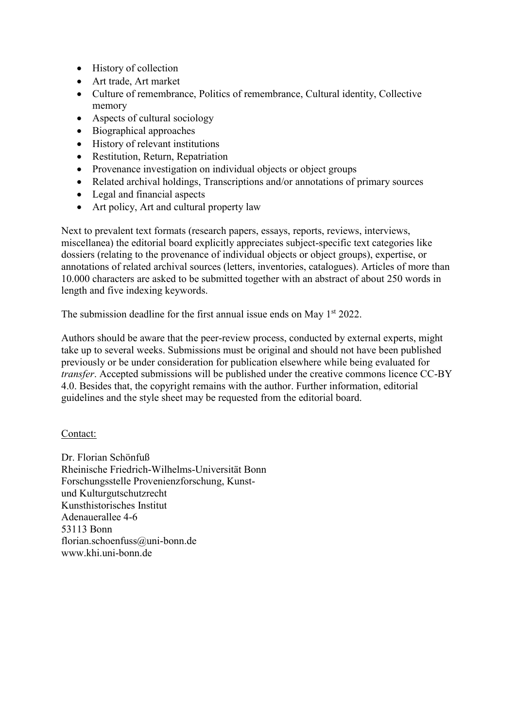- History of collection
- Art trade, Art market
- Culture of remembrance, Politics of remembrance, Cultural identity, Collective memory
- Aspects of cultural sociology
- Biographical approaches
- History of relevant institutions
- Restitution, Return, Repatriation
- Provenance investigation on individual objects or object groups
- Related archival holdings, Transcriptions and/or annotations of primary sources
- Legal and financial aspects
- Art policy, Art and cultural property law

Next to prevalent text formats (research papers, essays, reports, reviews, interviews, miscellanea) the editorial board explicitly appreciates subject-specific text categories like dossiers (relating to the provenance of individual objects or object groups), expertise, or annotations of related archival sources (letters, inventories, catalogues). Articles of more than 10.000 characters are asked to be submitted together with an abstract of about 250 words in length and five indexing keywords.

The submission deadline for the first annual issue ends on May 1st 2022.

Authors should be aware that the peer-review process, conducted by external experts, might take up to several weeks. Submissions must be original and should not have been published previously or be under consideration for publication elsewhere while being evaluated for *transfer*. Accepted submissions will be published under the creative commons licence CC-BY 4.0. Besides that, the copyright remains with the author. Further information, editorial guidelines and the style sheet may be requested from the editorial board.

Contact:

Dr. Florian Schönfuß
Rheinische Friedrich-Wilhelms-Universität Bonn
Forschungsstelle Provenienzforschung, Kunst- und Kulturgutschutzrecht
Kunsthistorisches Institut
Adenauerallee 4-6
53113 Bonn
florian.schoenfuss@uni-bonn.de
www.khi.uni-bonn.de